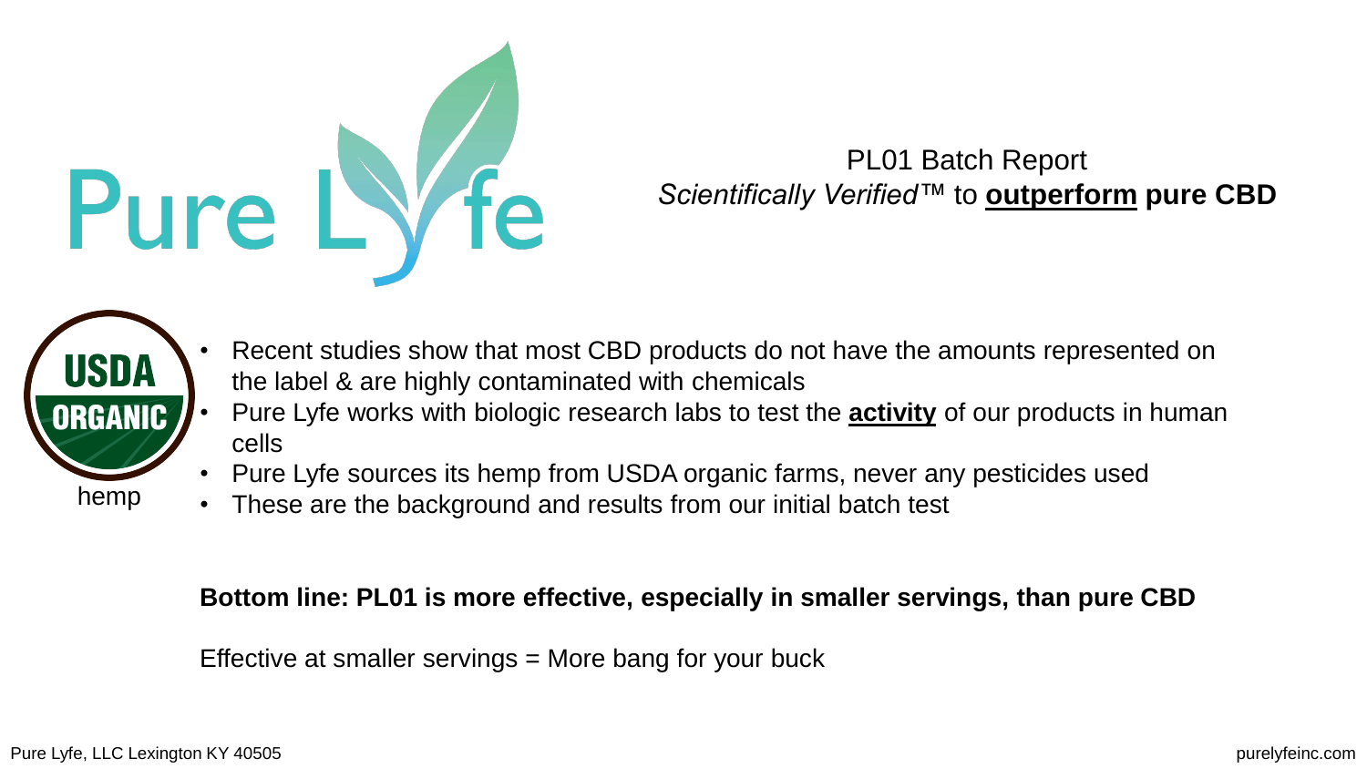# Pure Lyfe

PL01 Batch Report
*Scientifically Verified*™ to **outperform** **pure CBD**

USDA ORGANIC
hemp

- Recent studies show that most CBD products do not have the amounts represented on the label & are highly contaminated with chemicals
- Pure Lyfe works with biologic research labs to test the **activity** of our products in human cells
- Pure Lyfe sources its hemp from USDA organic farms, never any pesticides used
- These are the background and results from our initial batch test

**Bottom line: PL01 is more effective, especially in smaller servings, than pure CBD**

Effective at smaller servings = More bang for your buck

Pure Lyfe, LLC Lexington KY 40505

purelyfeinc.com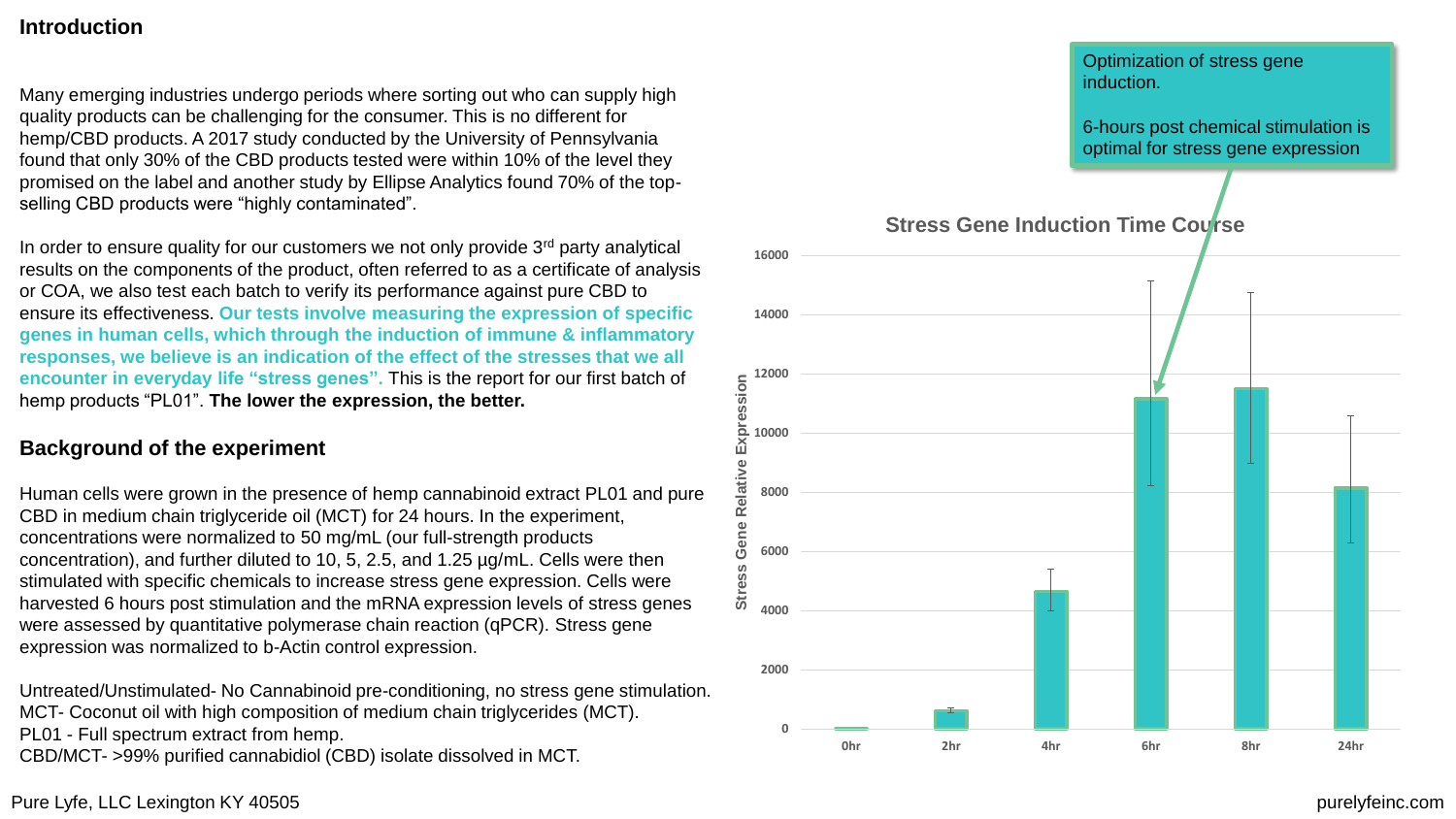## Introduction

Many emerging industries undergo periods where sorting out who can supply high quality products can be challenging for the consumer. This is no different for hemp/CBD products. A 2017 study conducted by the University of Pennsylvania found that only 30% of the CBD products tested were within 10% of the level they promised on the label and another study by Ellipse Analytics found 70% of the top-selling CBD products were "highly contaminated".

In order to ensure quality for our customers we not only provide 3rd party analytical results on the components of the product, often referred to as a certificate of analysis or COA, we also test each batch to verify its performance against pure CBD to ensure its effectiveness. **Our tests involve measuring the expression of specific genes in human cells, which through the induction of immune & inflammatory responses, we believe is an indication of the effect of the stresses that we all encounter in everyday life "stress genes".** This is the report for our first batch of hemp products "PL01". **The lower the expression, the better.**

## Background of the experiment

Human cells were grown in the presence of hemp cannabinoid extract PL01 and pure CBD in medium chain triglyceride oil (MCT) for 24 hours. In the experiment, concentrations were normalized to 50 mg/mL (our full-strength products concentration), and further diluted to 10, 5, 2.5, and 1.25 µg/mL. Cells were then stimulated with specific chemicals to increase stress gene expression. Cells were harvested 6 hours post stimulation and the mRNA expression levels of stress genes were assessed by quantitative polymerase chain reaction (qPCR). Stress gene expression was normalized to b-Actin control expression.

Untreated/Unstimulated- No Cannabinoid pre-conditioning, no stress gene stimulation.
MCT- Coconut oil with high composition of medium chain triglycerides (MCT).
PL01 - Full spectrum extract from hemp.
CBD/MCT- >99% purified cannabidiol (CBD) isolate dissolved in MCT.

Optimization of stress gene induction.

6-hours post chemical stimulation is optimal for stress gene expression

**Stress Gene Induction Time Course**

| Time | Stress Gene Relative Expression (approx.) |
| --- | --- |
| 0hr | ~0 |
| 2hr | ~600 |
| 4hr | ~4700 |
| 6hr | ~11200 |
| 8hr | ~11500 |
| 24hr | ~8200 |

Pure Lyfe, LLC Lexington KY 40505

purelyfeinc.com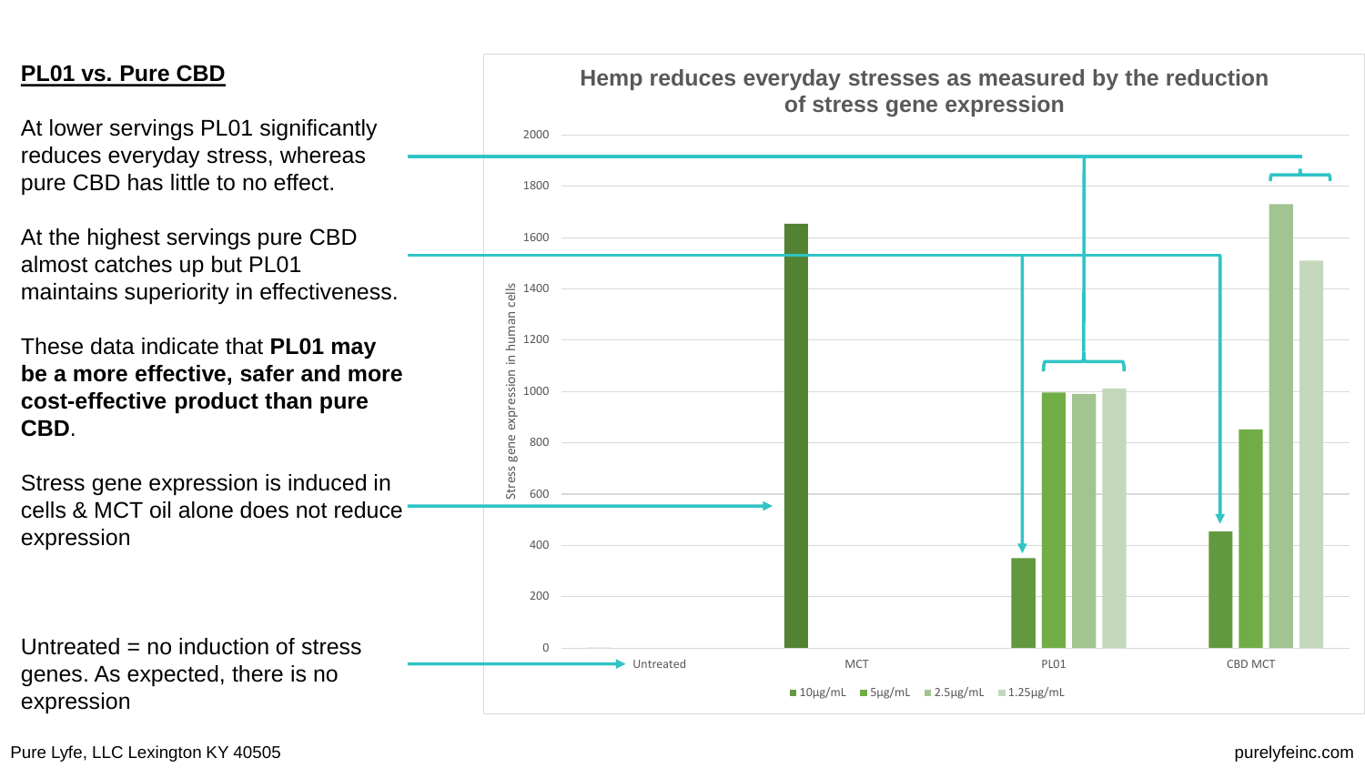## PL01 vs. Pure CBD

At lower servings PL01 significantly reduces everyday stress, whereas pure CBD has little to no effect.

At the highest servings pure CBD almost catches up but PL01 maintains superiority in effectiveness.

These data indicate that **PL01 may be a more effective, safer and more cost-effective product than pure CBD**.

Stress gene expression is induced in cells & MCT oil alone does not reduce expression

Untreated = no induction of stress genes. As expected, there is no expression

**Hemp reduces everyday stresses as measured by the reduction of stress gene expression**

Y-axis: Stress gene expression in human cells (0–2000)

| | 10µg/mL | 5µg/mL | 2.5µg/mL | 1.25µg/mL |
|---|---|---|---|---|
| Untreated | 0 | | | |
| MCT | ~1650 | | | |
| PL01 | ~350 | ~1000 | ~990 | ~1010 |
| CBD MCT | ~450 | ~850 | ~1730 | ~1510 |

Pure Lyfe, LLC Lexington KY 40505

purelyfeinc.com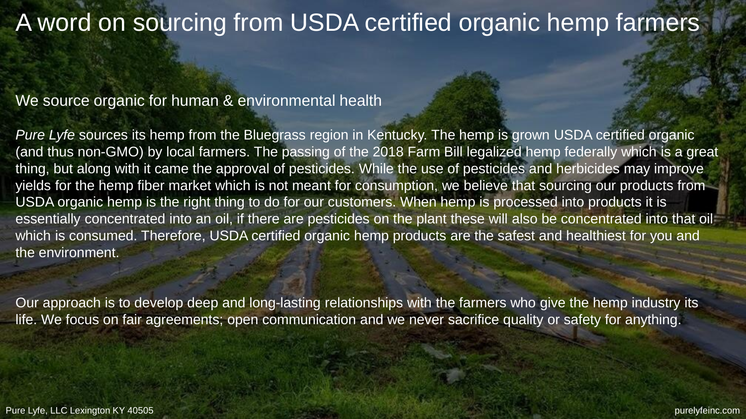# A word on sourcing from USDA certified organic hemp farmers

We source organic for human & environmental health

*Pure Lyfe* sources its hemp from the Bluegrass region in Kentucky. The hemp is grown USDA certified organic (and thus non-GMO) by local farmers. The passing of the 2018 Farm Bill legalized hemp federally which is a great thing, but along with it came the approval of pesticides. While the use of pesticides and herbicides may improve yields for the hemp fiber market which is not meant for consumption, we believe that sourcing our products from USDA organic hemp is the right thing to do for our customers. When hemp is processed into products it is essentially concentrated into an oil, if there are pesticides on the plant these will also be concentrated into that oil which is consumed. Therefore, USDA certified organic hemp products are the safest and healthiest for you and the environment.

Our approach is to develop deep and long-lasting relationships with the farmers who give the hemp industry its life. We focus on fair agreements; open communication and we never sacrifice quality or safety for anything.